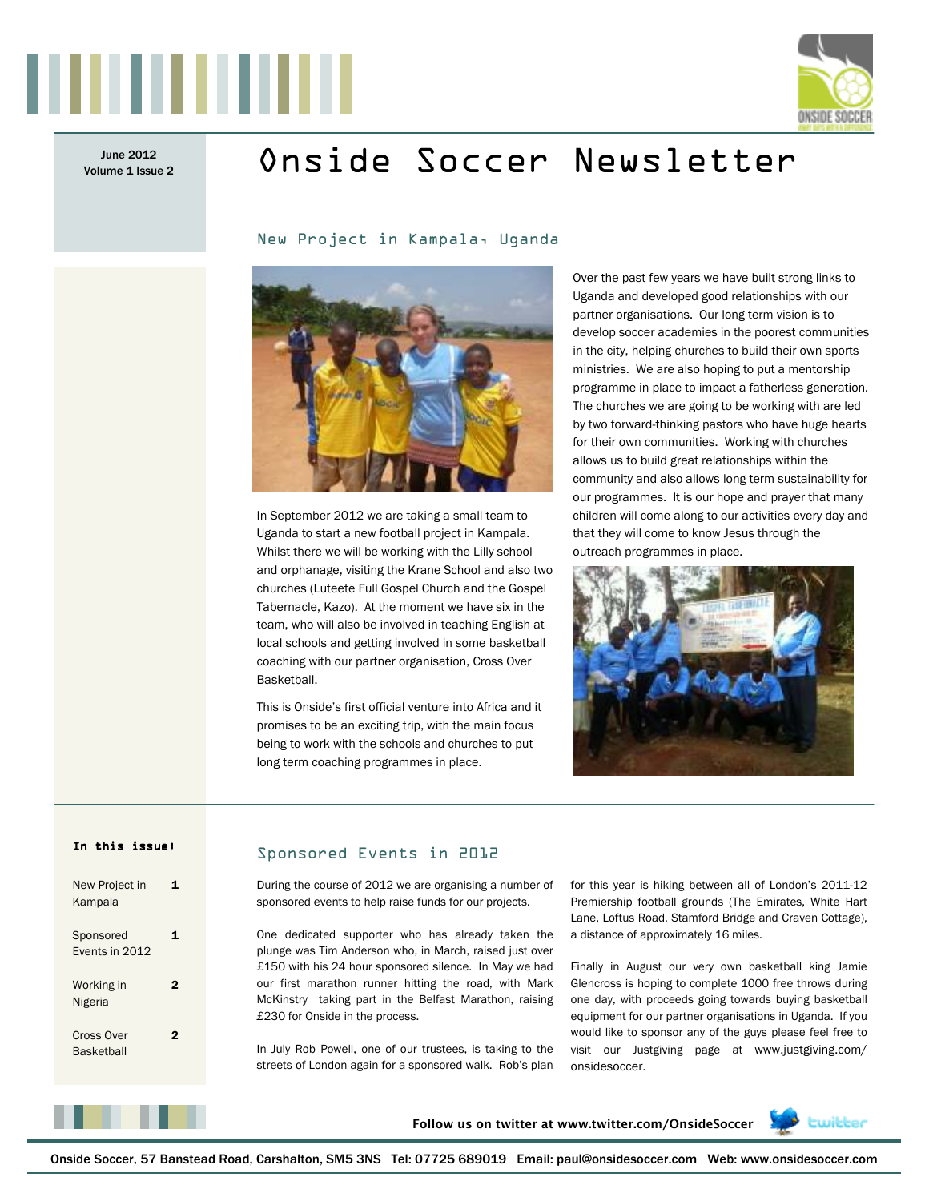June 2012
Volume 1 Issue 2

# Onside Soccer Newsletter

## New Project in Kampala, Uganda

In September 2012 we are taking a small team to Uganda to start a new football project in Kampala. Whilst there we will be working with the Lilly school and orphanage, visiting the Krane School and also two churches (Luteete Full Gospel Church and the Gospel Tabernacle, Kazo). At the moment we have six in the team, who will also be involved in teaching English at local schools and getting involved in some basketball coaching with our partner organisation, Cross Over Basketball.

This is Onside's first official venture into Africa and it promises to be an exciting trip, with the main focus being to work with the schools and churches to put long term coaching programmes in place.

Over the past few years we have built strong links to Uganda and developed good relationships with our partner organisations. Our long term vision is to develop soccer academies in the poorest communities in the city, helping churches to build their own sports ministries. We are also hoping to put a mentorship programme in place to impact a fatherless generation. The churches we are going to be working with are led by two forward-thinking pastors who have huge hearts for their own communities. Working with churches allows us to build great relationships within the community and also allows long term sustainability for our programmes. It is our hope and prayer that many children will come along to our activities every day and that they will come to know Jesus through the outreach programmes in place.

**In this issue:**

| | |
|---|---|
| New Project in Kampala | 1 |
| Sponsored Events in 2012 | 1 |
| Working in Nigeria | 2 |
| Cross Over Basketball | 2 |

## Sponsored Events in 2012

During the course of 2012 we are organising a number of sponsored events to help raise funds for our projects.

One dedicated supporter who has already taken the plunge was Tim Anderson who, in March, raised just over £150 with his 24 hour sponsored silence. In May we had our first marathon runner hitting the road, with Mark McKinstry taking part in the Belfast Marathon, raising £230 for Onside in the process.

In July Rob Powell, one of our trustees, is taking to the streets of London again for a sponsored walk. Rob's plan for this year is hiking between all of London's 2011-12 Premiership football grounds (The Emirates, White Hart Lane, Loftus Road, Stamford Bridge and Craven Cottage), a distance of approximately 16 miles.

Finally in August our very own basketball king Jamie Glencross is hoping to complete 1000 free throws during one day, with proceeds going towards buying basketball equipment for our partner organisations in Uganda. If you would like to sponsor any of the guys please feel free to visit our Justgiving page at www.justgiving.com/onsidesoccer.

**Follow us on twitter at www.twitter.com/OnsideSoccer**

Onside Soccer, 57 Banstead Road, Carshalton, SM5 3NS Tel: 07725 689019 Email: paul@onsidesoccer.com Web: www.onsidesoccer.com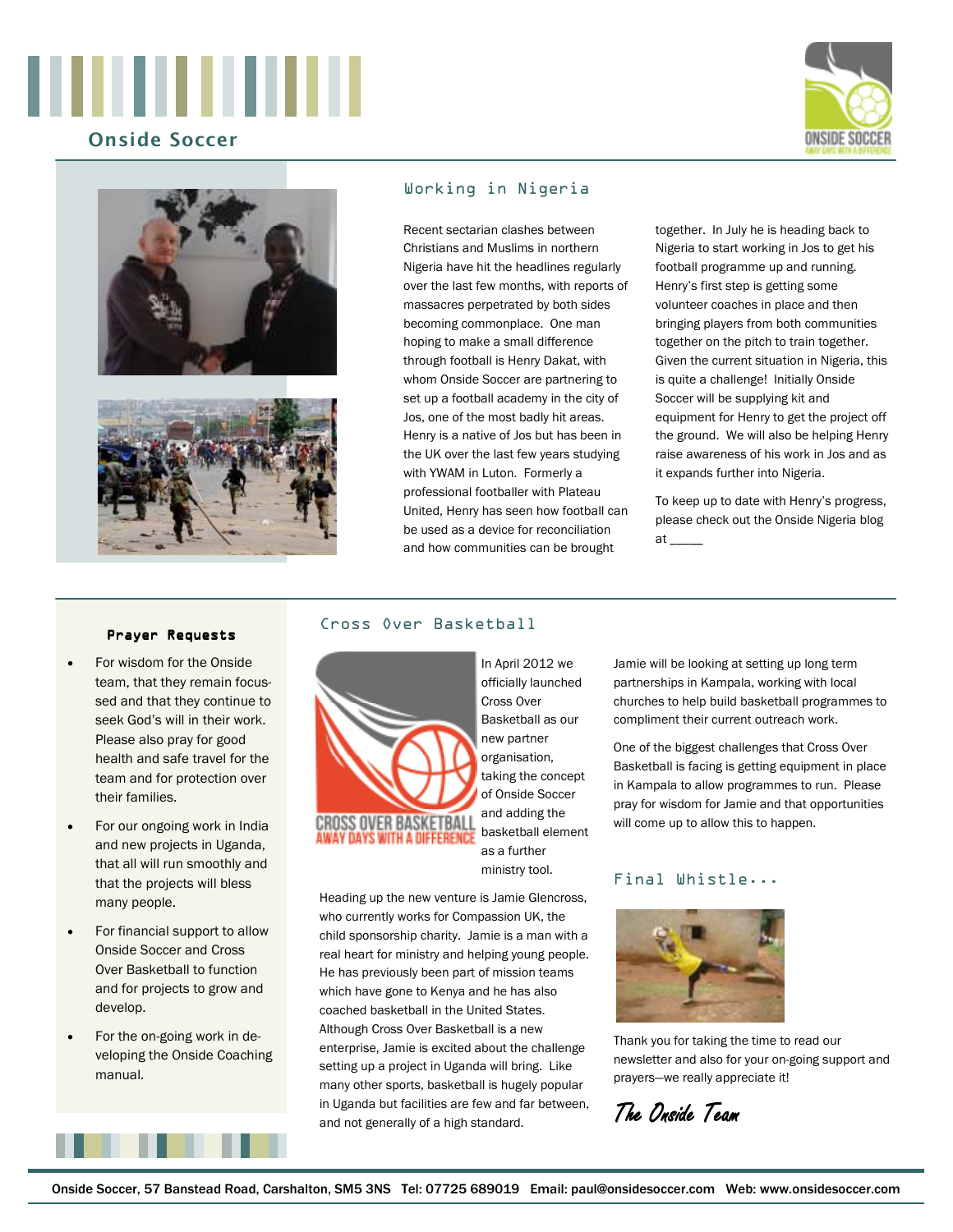## Onside Soccer

### Working in Nigeria

Recent sectarian clashes between Christians and Muslims in northern Nigeria have hit the headlines regularly over the last few months, with reports of massacres perpetrated by both sides becoming commonplace. One man hoping to make a small difference through football is Henry Dakat, with whom Onside Soccer are partnering to set up a football academy in the city of Jos, one of the most badly hit areas. Henry is a native of Jos but has been in the UK over the last few years studying with YWAM in Luton. Formerly a professional footballer with Plateau United, Henry has seen how football can be used as a device for reconciliation and how communities can be brought together. In July he is heading back to Nigeria to start working in Jos to get his football programme up and running. Henry's first step is getting some volunteer coaches in place and then bringing players from both communities together on the pitch to train together. Given the current situation in Nigeria, this is quite a challenge! Initially Onside Soccer will be supplying kit and equipment for Henry to get the project off the ground. We will also be helping Henry raise awareness of his work in Jos and as it expands further into Nigeria.

To keep up to date with Henry's progress, please check out the Onside Nigeria blog at _____

### Prayer Requests

- For wisdom for the Onside team, that they remain focussed and that they continue to seek God's will in their work. Please also pray for good health and safe travel for the team and for protection over their families.
- For our ongoing work in India and new projects in Uganda, that all will run smoothly and that the projects will bless many people.
- For financial support to allow Onside Soccer and Cross Over Basketball to function and for projects to grow and develop.
- For the on-going work in developing the Onside Coaching manual.

### Cross Over Basketball

In April 2012 we officially launched Cross Over Basketball as our new partner organisation, taking the concept of Onside Soccer and adding the basketball element as a further ministry tool.

Heading up the new venture is Jamie Glencross, who currently works for Compassion UK, the child sponsorship charity. Jamie is a man with a real heart for ministry and helping young people. He has previously been part of mission teams which have gone to Kenya and he has also coached basketball in the United States. Although Cross Over Basketball is a new enterprise, Jamie is excited about the challenge setting up a project in Uganda will bring. Like many other sports, basketball is hugely popular in Uganda but facilities are few and far between, and not generally of a high standard.

Jamie will be looking at setting up long term partnerships in Kampala, working with local churches to help build basketball programmes to compliment their current outreach work.

One of the biggest challenges that Cross Over Basketball is facing is getting equipment in place in Kampala to allow programmes to run. Please pray for wisdom for Jamie and that opportunities will come up to allow this to happen.

### Final Whistle...

Thank you for taking the time to read our newsletter and also for your on-going support and prayers—we really appreciate it!

*The Onside Team*

Onside Soccer, 57 Banstead Road, Carshalton, SM5 3NS Tel: 07725 689019 Email: paul@onsidesoccer.com Web: www.onsidesoccer.com